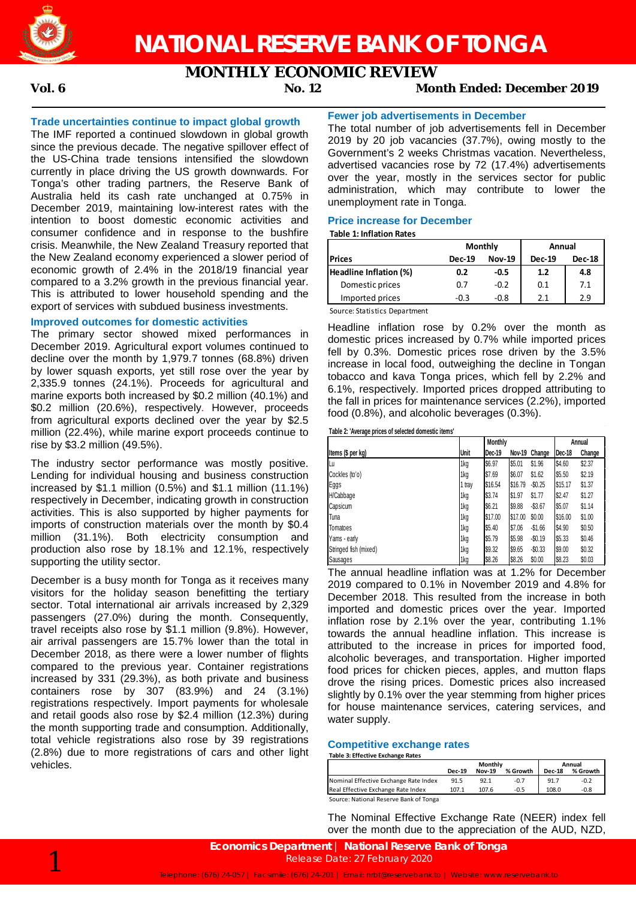# NATIONAL RESERVE BANK OF TONGA

## MONTHLY ECONOMIC REVIEW

**Vol. 6** **No. 12** **Month Ended: December 2019**

### Trade uncertainties continue to impact global growth

The IMF reported a continued slowdown in global growth since the previous decade. The negative spillover effect of the US-China trade tensions intensified the slowdown currently in place driving the US growth downwards. For Tonga's other trading partners, the Reserve Bank of Australia held its cash rate unchanged at 0.75% in December 2019, maintaining low-interest rates with the intention to boost domestic economic activities and consumer confidence and in response to the bushfire crisis. Meanwhile, the New Zealand Treasury reported that the New Zealand economy experienced a slower period of economic growth of 2.4% in the 2018/19 financial year compared to a 3.2% growth in the previous financial year. This is attributed to lower household spending and the export of services with subdued business investments.

### Improved outcomes for domestic activities

The primary sector showed mixed performances in December 2019. Agricultural export volumes continued to decline over the month by 1,979.7 tonnes (68.8%) driven by lower squash exports, yet still rose over the year by 2,335.9 tonnes (24.1%). Proceeds for agricultural and marine exports both increased by $0.2 million (40.1%) and $0.2 million (20.6%), respectively. However, proceeds from agricultural exports declined over the year by $2.5 million (22.4%), while marine export proceeds continue to rise by $3.2 million (49.5%).

The industry sector performance was mostly positive. Lending for individual housing and business construction increased by $1.1 million (0.5%) and $1.1 million (11.1%) respectively in December, indicating growth in construction activities. This is also supported by higher payments for imports of construction materials over the month by $0.4 million (31.1%). Both electricity consumption and production also rose by 18.1% and 12.1%, respectively supporting the utility sector.

December is a busy month for Tonga as it receives many visitors for the holiday season benefitting the tertiary sector. Total international air arrivals increased by 2,329 passengers (27.0%) during the month. Consequently, travel receipts also rose by $1.1 million (9.8%). However, air arrival passengers are 15.7% lower than the total in December 2018, as there were a lower number of flights compared to the previous year. Container registrations increased by 331 (29.3%), as both private and business containers rose by 307 (83.9%) and 24 (3.1%) registrations respectively. Import payments for wholesale and retail goods also rose by $2.4 million (12.3%) during the month supporting trade and consumption. Additionally, total vehicle registrations also rose by 39 registrations (2.8%) due to more registrations of cars and other light vehicles.

### Fewer job advertisements in December

The total number of job advertisements fell in December 2019 by 20 job vacancies (37.7%), owing mostly to the Government's 2 weeks Christmas vacation. Nevertheless, advertised vacancies rose by 72 (17.4%) advertisements over the year, mostly in the services sector for public administration, which may contribute to lower the unemployment rate in Tonga.

### Price increase for December

**Table 1: Inflation Rates**

| | Monthly | | Annual | |
|---|---|---|---|---|
| **Prices** | **Dec-19** | **Nov-19** | **Dec-19** | **Dec-18** |
| **Headline Inflation (%)** | **0.2** | **-0.5** | **1.2** | **4.8** |
| Domestic prices | 0.7 | -0.2 | 0.1 | 7.1 |
| Imported prices | -0.3 | -0.8 | 2.1 | 2.9 |

Source: Statistics Department

Headline inflation rose by 0.2% over the month as domestic prices increased by 0.7% while imported prices fell by 0.3%. Domestic prices rose driven by the 3.5% increase in local food, outweighing the decline in Tongan tobacco and kava Tonga prices, which fell by 2.2% and 6.1%, respectively. Imported prices dropped attributing to the fall in prices for maintenance services (2.2%), imported food (0.8%), and alcoholic beverages (0.3%).

**Table 2: 'Average prices of selected domestic items'**

| | | Monthly | | | Annual | |
|---|---|---|---|---|---|---|
| Items ($ per kg) | Unit | Dec-19 | Nov-19 | Change | Dec-18 | Change |
| Lu | 1kg | $6.97 | $5.01 | $1.96 | $4.60 | $2.37 |
| Cockles (to'o) | 1kg | $7.69 | $6.07 | $1.62 | $5.50 | $2.19 |
| Eggs | 1 tray | $16.54 | $16.79 | -$0.25 | $15.17 | $1.37 |
| H/Cabbage | 1kg | $3.74 | $1.97 | $1.77 | $2.47 | $1.27 |
| Capsicum | 1kg | $6.21 | $9.88 | -$3.67 | $5.07 | $1.14 |
| Tuna | 1kg | $17.00 | $17.00 | $0.00 | $16.00 | $1.00 |
| Tomatoes | 1kg | $5.40 | $7.06 | -$1.66 | $4.90 | $0.50 |
| Yams - early | 1kg | $5.79 | $5.98 | -$0.19 | $5.33 | $0.46 |
| Stringed fish (mixed) | 1kg | $9.32 | $9.65 | -$0.33 | $9.00 | $0.32 |
| Sausages | 1kg | $8.26 | $8.26 | $0.00 | $8.23 | $0.03 |

The annual headline inflation was at 1.2% for December 2019 compared to 0.1% in November 2019 and 4.8% for December 2018. This resulted from the increase in both imported and domestic prices over the year. Imported inflation rose by 2.1% over the year, contributing 1.1% towards the annual headline inflation. This increase is attributed to the increase in prices for imported food, alcoholic beverages, and transportation. Higher imported food prices for chicken pieces, apples, and mutton flaps drove the rising prices. Domestic prices also increased slightly by 0.1% over the year stemming from higher prices for house maintenance services, catering services, and water supply.

### Competitive exchange rates

**Table 3: Effective Exchange Rates**

| | Monthly | | | Annual | |
|---|---|---|---|---|---|
| | **Dec-19** | **Nov-19** | **% Growth** | **Dec-18** | **% Growth** |
| Nominal Effective Exchange Rate Index | 91.5 | 92.1 | -0.7 | 91.7 | -0.2 |
| Real Effective Exchange Rate Index | 107.1 | 107.6 | -0.5 | 108.0 | -0.8 |

Source: National Reserve Bank of Tonga

The Nominal Effective Exchange Rate (NEER) index fell over the month due to the appreciation of the AUD, NZD,

**Economics Department | National Reserve Bank of Tonga**
Release Date: 27 February 2020
Telephone: (676) 24-057 | Facsimile: (676) 24-201 | Email: nrbt@reservebank.to | Website: www.reservebank.to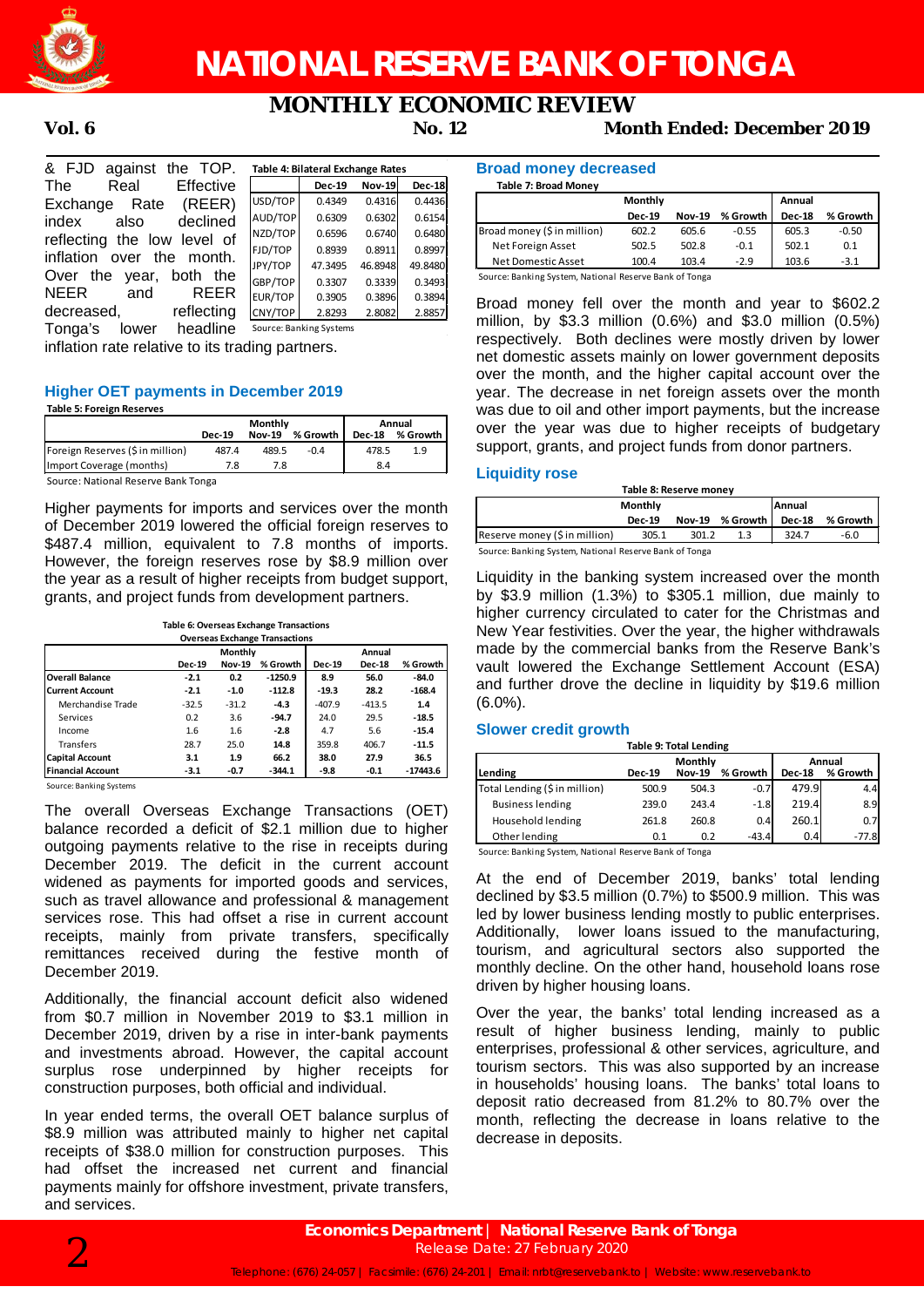& FJD against the TOP. The Real Effective Exchange Rate (REER) index also declined reflecting the low level of inflation over the month. Over the year, both the NEER and REER decreased, reflecting Tonga's lower headline inflation rate relative to its trading partners.

**Table 4: Bilateral Exchange Rates**

| | Dec-19 | Nov-19 | Dec-18 |
|---|---|---|---|
| USD/TOP | 0.4349 | 0.4316 | 0.4436 |
| AUD/TOP | 0.6309 | 0.6302 | 0.6154 |
| NZD/TOP | 0.6596 | 0.6740 | 0.6480 |
| FJD/TOP | 0.8939 | 0.8911 | 0.8997 |
| JPY/TOP | 47.3495 | 46.8948 | 49.8480 |
| GBP/TOP | 0.3307 | 0.3339 | 0.3493 |
| EUR/TOP | 0.3905 | 0.3896 | 0.3894 |
| CNY/TOP | 2.8293 | 2.8082 | 2.8857 |

Source: Banking Systems

## Higher OET payments in December 2019

**Table 5: Foreign Reserves**

| | Monthly | | | Annual | |
|---|---|---|---|---|---|
| | Dec-19 | Nov-19 | % Growth | Dec-18 | % Growth |
| Foreign Reserves ($ in million) | 487.4 | 489.5 | -0.4 | 478.5 | 1.9 |
| Import Coverage (months) | 7.8 | 7.8 | | 8.4 | |

Source: National Reserve Bank Tonga

Higher payments for imports and services over the month of December 2019 lowered the official foreign reserves to $487.4 million, equivalent to 7.8 months of imports. However, the foreign reserves rose by $8.9 million over the year as a result of higher receipts from budget support, grants, and project funds from development partners.

**Table 6: Overseas Exchange Transactions**

| Overseas Exchange Transactions | Monthly | | | Annual | | |
|---|---|---|---|---|---|---|
| | Dec-19 | Nov-19 | % Growth | Dec-19 | Dec-18 | % Growth |
| **Overall Balance** | -2.1 | 0.2 | -1250.9 | 8.9 | 56.0 | -84.0 |
| **Current Account** | -2.1 | -1.0 | -112.8 | -19.3 | 28.2 | -168.4 |
| Merchandise Trade | -32.5 | -31.2 | -4.3 | -407.9 | -413.5 | 1.4 |
| Services | 0.2 | 3.6 | -94.7 | 24.0 | 29.5 | -18.5 |
| Income | 1.6 | 1.6 | -2.8 | 4.7 | 5.6 | -15.4 |
| Transfers | 28.7 | 25.0 | 14.8 | 359.8 | 406.7 | -11.5 |
| **Capital Account** | 3.1 | 1.9 | 66.2 | 38.0 | 27.9 | 36.5 |
| **Financial Account** | -3.1 | -0.7 | -344.1 | -9.8 | -0.1 | -17443.6 |

Source: Banking Systems

The overall Overseas Exchange Transactions (OET) balance recorded a deficit of $2.1 million due to higher outgoing payments relative to the rise in receipts during December 2019. The deficit in the current account widened as payments for imported goods and services, such as travel allowance and professional & management services rose. This had offset a rise in current account receipts, mainly from private transfers, specifically remittances received during the festive month of December 2019.

Additionally, the financial account deficit also widened from $0.7 million in November 2019 to $3.1 million in December 2019, driven by a rise in inter-bank payments and investments abroad. However, the capital account surplus rose underpinned by higher receipts for construction purposes, both official and individual.

In year ended terms, the overall OET balance surplus of $8.9 million was attributed mainly to higher net capital receipts of $38.0 million for construction purposes. This had offset the increased net current and financial payments mainly for offshore investment, private transfers, and services.

## Broad money decreased

**Table 7: Broad Money**

| | Monthly | | | Annual | |
|---|---|---|---|---|---|
| | Dec-19 | Nov-19 | % Growth | Dec-18 | % Growth |
| Broad money ($ in million) | 602.2 | 605.6 | -0.55 | 605.3 | -0.50 |
| Net Foreign Asset | 502.5 | 502.8 | -0.1 | 502.1 | 0.1 |
| Net Domestic Asset | 100.4 | 103.4 | -2.9 | 103.6 | -3.1 |

Source: Banking System, National Reserve Bank of Tonga

Broad money fell over the month and year to $602.2 million, by $3.3 million (0.6%) and $3.0 million (0.5%) respectively. Both declines were mostly driven by lower net domestic assets mainly on lower government deposits over the month, and the higher capital account over the year. The decrease in net foreign assets over the month was due to oil and other import payments, but the increase over the year was due to higher receipts of budgetary support, grants, and project funds from donor partners.

## Liquidity rose

**Table 8: Reserve money**

| | Monthly | | | Annual | |
|---|---|---|---|---|---|
| | Dec-19 | Nov-19 | % Growth | Dec-18 | % Growth |
| Reserve money ($ in million) | 305.1 | 301.2 | 1.3 | 324.7 | -6.0 |

Source: Banking System, National Reserve Bank of Tonga

Liquidity in the banking system increased over the month by $3.9 million (1.3%) to $305.1 million, due mainly to higher currency circulated to cater for the Christmas and New Year festivities. Over the year, the higher withdrawals made by the commercial banks from the Reserve Bank's vault lowered the Exchange Settlement Account (ESA) and further drove the decline in liquidity by $19.6 million (6.0%).

## Slower credit growth

**Table 9: Total Lending**

| | Monthly | | | Annual | |
|---|---|---|---|---|---|
| Lending | Dec-19 | Nov-19 | % Growth | Dec-18 | % Growth |
| Total Lending ($ in million) | 500.9 | 504.3 | -0.7 | 479.9 | 4.4 |
| Business lending | 239.0 | 243.4 | -1.8 | 219.4 | 8.9 |
| Household lending | 261.8 | 260.8 | 0.4 | 260.1 | 0.7 |
| Other lending | 0.1 | 0.2 | -43.4 | 0.4 | -77.8 |

Source: Banking System, National Reserve Bank of Tonga

At the end of December 2019, banks' total lending declined by $3.5 million (0.7%) to $500.9 million. This was led by lower business lending mostly to public enterprises. Additionally, lower loans issued to the manufacturing, tourism, and agricultural sectors also supported the monthly decline. On the other hand, household loans rose driven by higher housing loans.

Over the year, the banks' total lending increased as a result of higher business lending, mainly to public enterprises, professional & other services, agriculture, and tourism sectors. This was also supported by an increase in households' housing loans. The banks' total loans to deposit ratio decreased from 81.2% to 80.7% over the month, reflecting the decrease in loans relative to the decrease in deposits.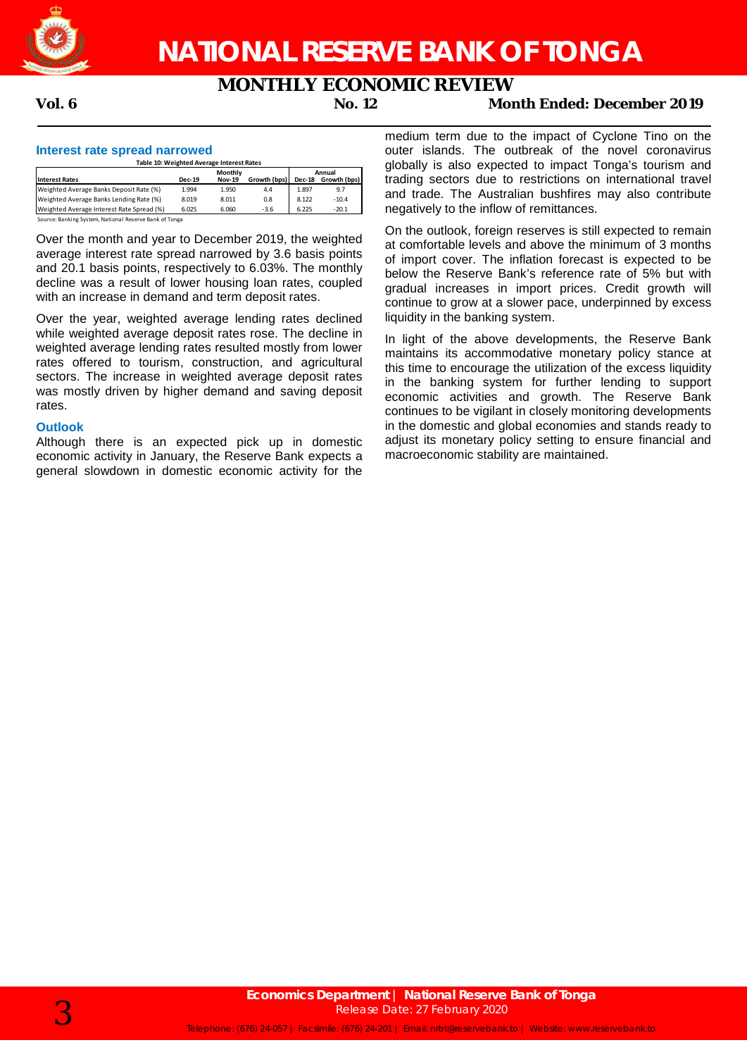## Interest rate spread narrowed

**Table 10: Weighted Average Interest Rates**

| Interest Rates | Dec-19 | Monthly Nov-19 | Monthly Growth (bps) | Annual Dec-18 | Annual Growth (bps) |
|---|---|---|---|---|---|
| Weighted Average Banks Deposit Rate (%) | 1.994 | 1.950 | 4.4 | 1.897 | 9.7 |
| Weighted Average Banks Lending Rate (%) | 8.019 | 8.011 | 0.8 | 8.122 | -10.4 |
| Weighted Average Interest Rate Spread (%) | 6.025 | 6.060 | -3.6 | 6.225 | -20.1 |

Source: Banking System, National Reserve Bank of Tonga

Over the month and year to December 2019, the weighted average interest rate spread narrowed by 3.6 basis points and 20.1 basis points, respectively to 6.03%. The monthly decline was a result of lower housing loan rates, coupled with an increase in demand and term deposit rates.

Over the year, weighted average lending rates declined while weighted average deposit rates rose. The decline in weighted average lending rates resulted mostly from lower rates offered to tourism, construction, and agricultural sectors. The increase in weighted average deposit rates was mostly driven by higher demand and saving deposit rates.

### Outlook

Although there is an expected pick up in domestic economic activity in January, the Reserve Bank expects a general slowdown in domestic economic activity for the medium term due to the impact of Cyclone Tino on the outer islands. The outbreak of the novel coronavirus globally is also expected to impact Tonga's tourism and trading sectors due to restrictions on international travel and trade. The Australian bushfires may also contribute negatively to the inflow of remittances.

On the outlook, foreign reserves is still expected to remain at comfortable levels and above the minimum of 3 months of import cover. The inflation forecast is expected to be below the Reserve Bank's reference rate of 5% but with gradual increases in import prices. Credit growth will continue to grow at a slower pace, underpinned by excess liquidity in the banking system.

In light of the above developments, the Reserve Bank maintains its accommodative monetary policy stance at this time to encourage the utilization of the excess liquidity in the banking system for further lending to support economic activities and growth. The Reserve Bank continues to be vigilant in closely monitoring developments in the domestic and global economies and stands ready to adjust its monetary policy setting to ensure financial and macroeconomic stability are maintained.

**Economics Department | National Reserve Bank of Tonga**
Release Date: 27 February 2020

Telephone: (676) 24-057 | Facsimile: (676) 24-201 | Email: nrbt@reservebank.to | Website: www.reservebank.to